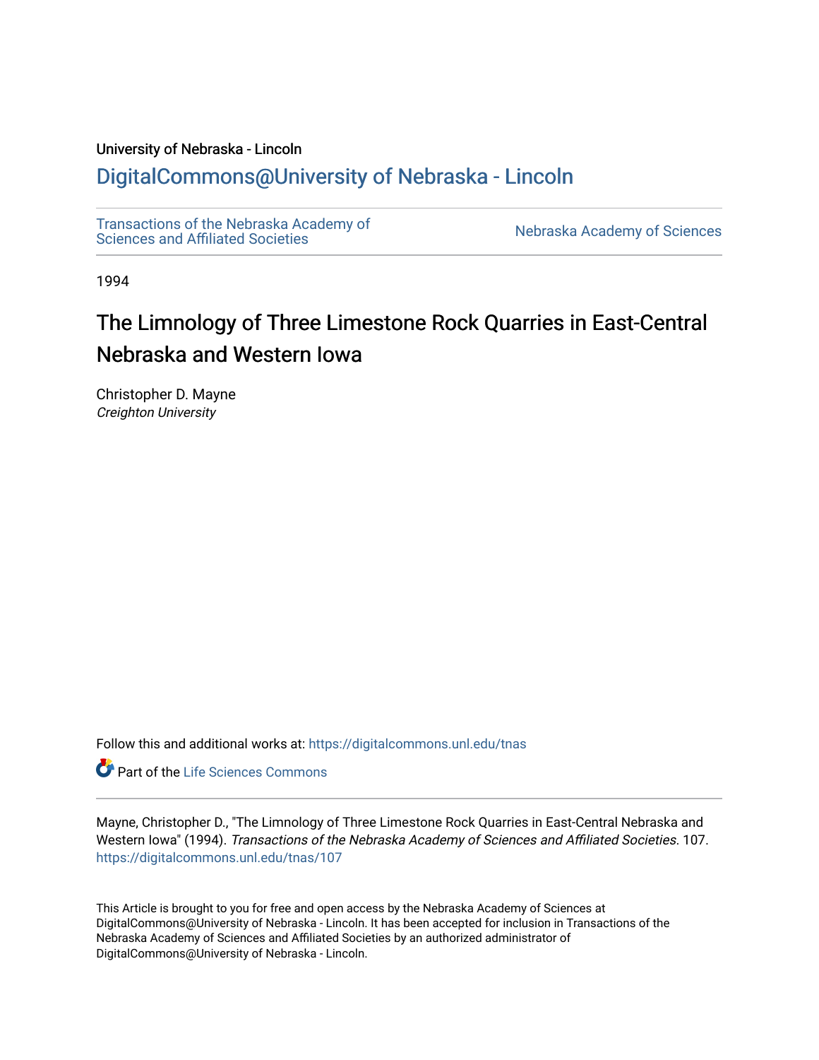University of Nebraska - Lincoln

# DigitalCommons@University of Nebraska - Lincoln

Transactions of the Nebraska Academy of Sciences and Affiliated Societies

Nebraska Academy of Sciences

1994

## The Limnology of Three Limestone Rock Quarries in East-Central Nebraska and Western Iowa

Christopher D. Mayne
*Creighton University*

Follow this and additional works at: https://digitalcommons.unl.edu/tnas

Part of the Life Sciences Commons

Mayne, Christopher D., "The Limnology of Three Limestone Rock Quarries in East-Central Nebraska and Western Iowa" (1994). *Transactions of the Nebraska Academy of Sciences and Affiliated Societies*. 107. https://digitalcommons.unl.edu/tnas/107

This Article is brought to you for free and open access by the Nebraska Academy of Sciences at DigitalCommons@University of Nebraska - Lincoln. It has been accepted for inclusion in Transactions of the Nebraska Academy of Sciences and Affiliated Societies by an authorized administrator of DigitalCommons@University of Nebraska - Lincoln.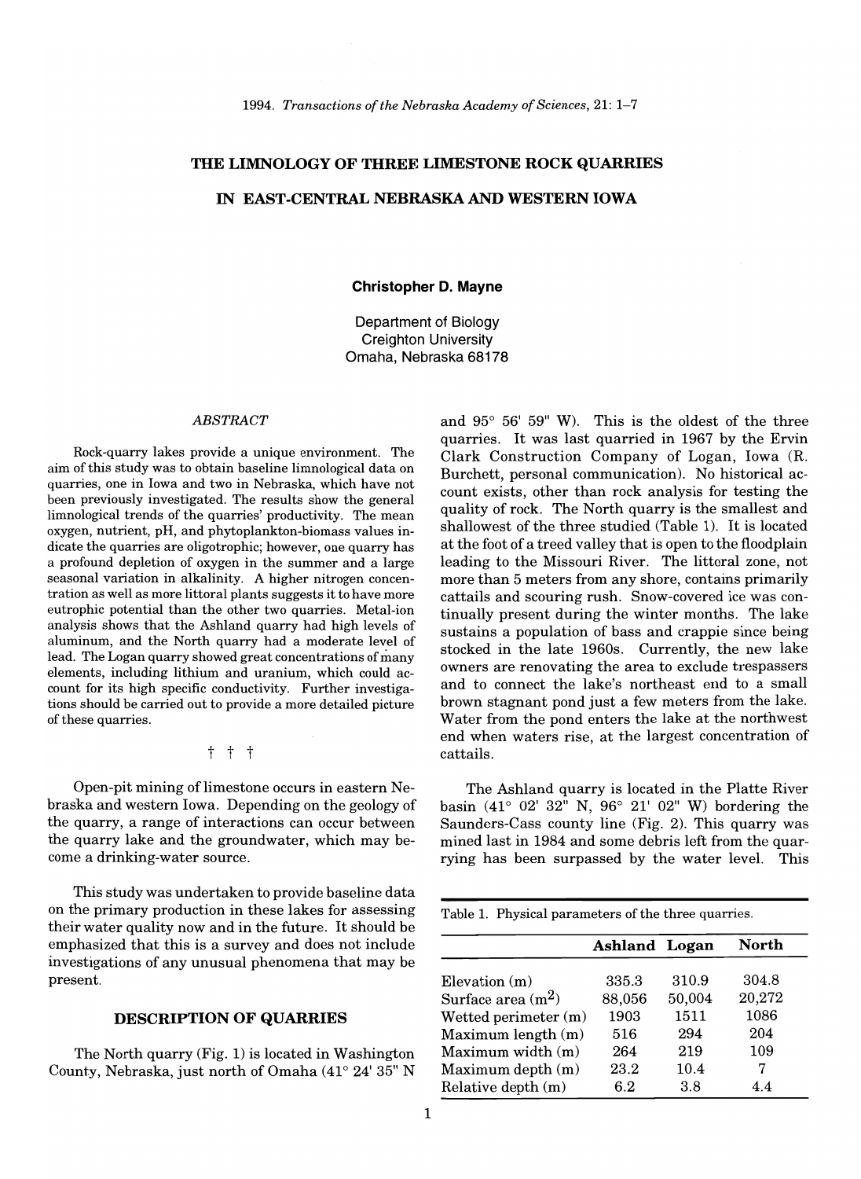# THE LIMNOLOGY OF THREE LIMESTONE ROCK QUARRIES IN EAST-CENTRAL NEBRASKA AND WESTERN IOWA

**Christopher D. Mayne**

Department of Biology
Creighton University
Omaha, Nebraska 68178

*ABSTRACT*

Rock-quarry lakes provide a unique environment. The aim of this study was to obtain baseline limnological data on quarries, one in Iowa and two in Nebraska, which have not been previously investigated. The results show the general limnological trends of the quarries' productivity. The mean oxygen, nutrient, pH, and phytoplankton-biomass values indicate the quarries are oligotrophic; however, one quarry has a profound depletion of oxygen in the summer and a large seasonal variation in alkalinity. A higher nitrogen concentration as well as more littoral plants suggests it to have more eutrophic potential than the other two quarries. Metal-ion analysis shows that the Ashland quarry had high levels of aluminum, and the North quarry had a moderate level of lead. The Logan quarry showed great concentrations of many elements, including lithium and uranium, which could account for its high specific conductivity. Further investigations should be carried out to provide a more detailed picture of these quarries.

† † †

Open-pit mining of limestone occurs in eastern Nebraska and western Iowa. Depending on the geology of the quarry, a range of interactions can occur between the quarry lake and the groundwater, which may become a drinking-water source.

This study was undertaken to provide baseline data on the primary production in these lakes for assessing their water quality now and in the future. It should be emphasized that this is a survey and does not include investigations of any unusual phenomena that may be present.

## DESCRIPTION OF QUARRIES

The North quarry (Fig. 1) is located in Washington County, Nebraska, just north of Omaha (41° 24' 35" N and 95° 56' 59" W). This is the oldest of the three quarries. It was last quarried in 1967 by the Ervin Clark Construction Company of Logan, Iowa (R. Burchett, personal communication). No historical account exists, other than rock analysis for testing the quality of rock. The North quarry is the smallest and shallowest of the three studied (Table 1). It is located at the foot of a treed valley that is open to the floodplain leading to the Missouri River. The littoral zone, not more than 5 meters from any shore, contains primarily cattails and scouring rush. Snow-covered ice was continually present during the winter months. The lake sustains a population of bass and crappie since being stocked in the late 1960s. Currently, the new lake owners are renovating the area to exclude trespassers and to connect the lake's northeast end to a small brown stagnant pond just a few meters from the lake. Water from the pond enters the lake at the northwest end when waters rise, at the largest concentration of cattails.

The Ashland quarry is located in the Platte River basin (41° 02' 32" N, 96° 21' 02" W) bordering the Saunders-Cass county line (Fig. 2). This quarry was mined last in 1984 and some debris left from the quarrying has been surpassed by the water level. This

Table 1. Physical parameters of the three quarries.

| | Ashland | Logan | North |
|---|---|---|---|
| Elevation (m) | 335.3 | 310.9 | 304.8 |
| Surface area ($m^2$) | 88,056 | 50,004 | 20,272 |
| Wetted perimeter (m) | 1903 | 1511 | 1086 |
| Maximum length (m) | 516 | 294 | 204 |
| Maximum width (m) | 264 | 219 | 109 |
| Maximum depth (m) | 23.2 | 10.4 | 7 |
| Relative depth (m) | 6.2 | 3.8 | 4.4 |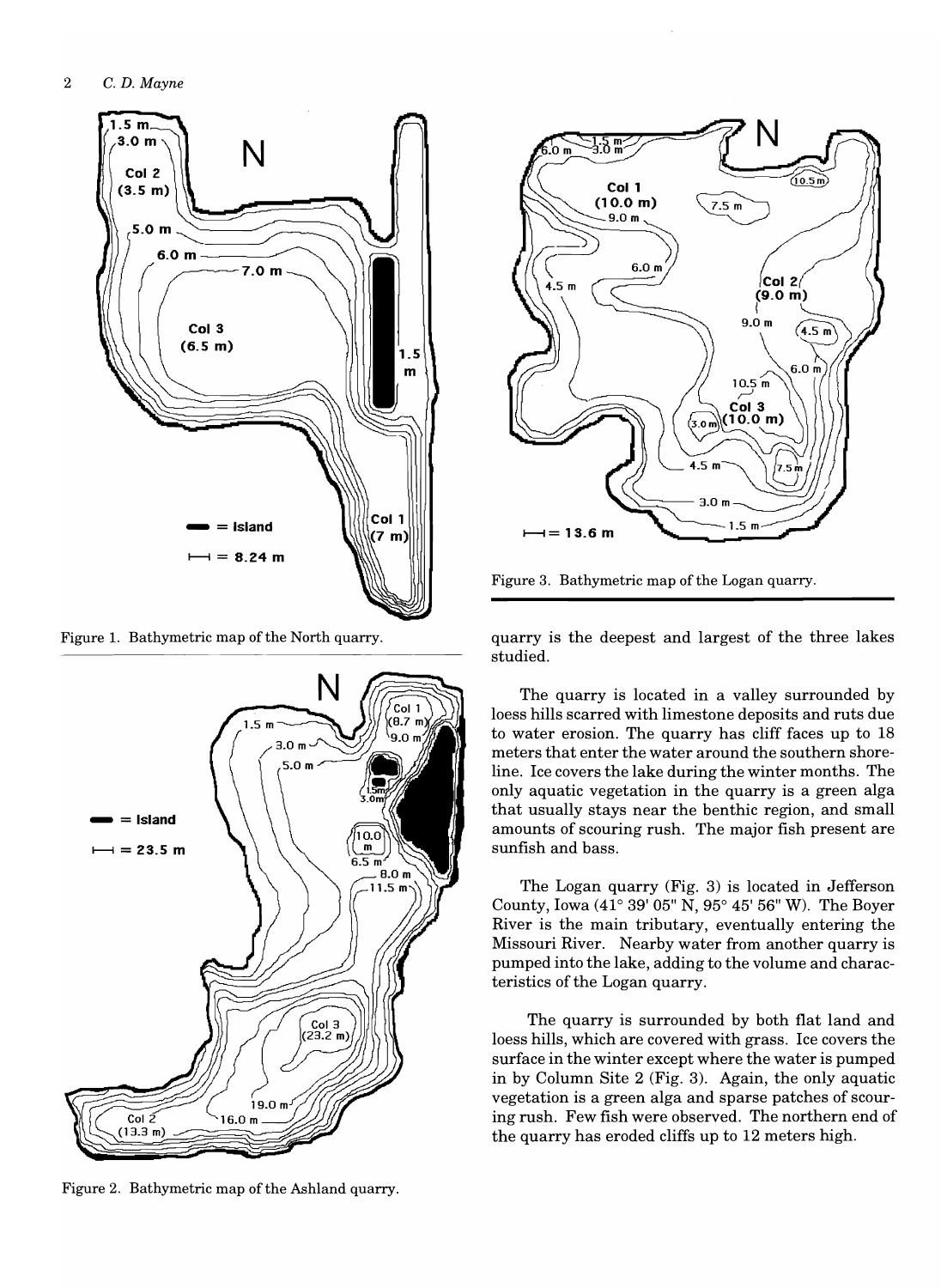Figure 1. Bathymetric map of the North quarry.

Figure 2. Bathymetric map of the Ashland quarry.

Figure 3. Bathymetric map of the Logan quarry.

quarry is the deepest and largest of the three lakes studied.

The quarry is located in a valley surrounded by loess hills scarred with limestone deposits and ruts due to water erosion. The quarry has cliff faces up to 18 meters that enter the water around the southern shoreline. Ice covers the lake during the winter months. The only aquatic vegetation in the quarry is a green alga that usually stays near the benthic region, and small amounts of scouring rush. The major fish present are sunfish and bass.

The Logan quarry (Fig. 3) is located in Jefferson County, Iowa (41° 39' 05" N, 95° 45' 56" W). The Boyer River is the main tributary, eventually entering the Missouri River. Nearby water from another quarry is pumped into the lake, adding to the volume and characteristics of the Logan quarry.

The quarry is surrounded by both flat land and loess hills, which are covered with grass. Ice covers the surface in the winter except where the water is pumped in by Column Site 2 (Fig. 3). Again, the only aquatic vegetation is a green alga and sparse patches of scouring rush. Few fish were observed. The northern end of the quarry has eroded cliffs up to 12 meters high.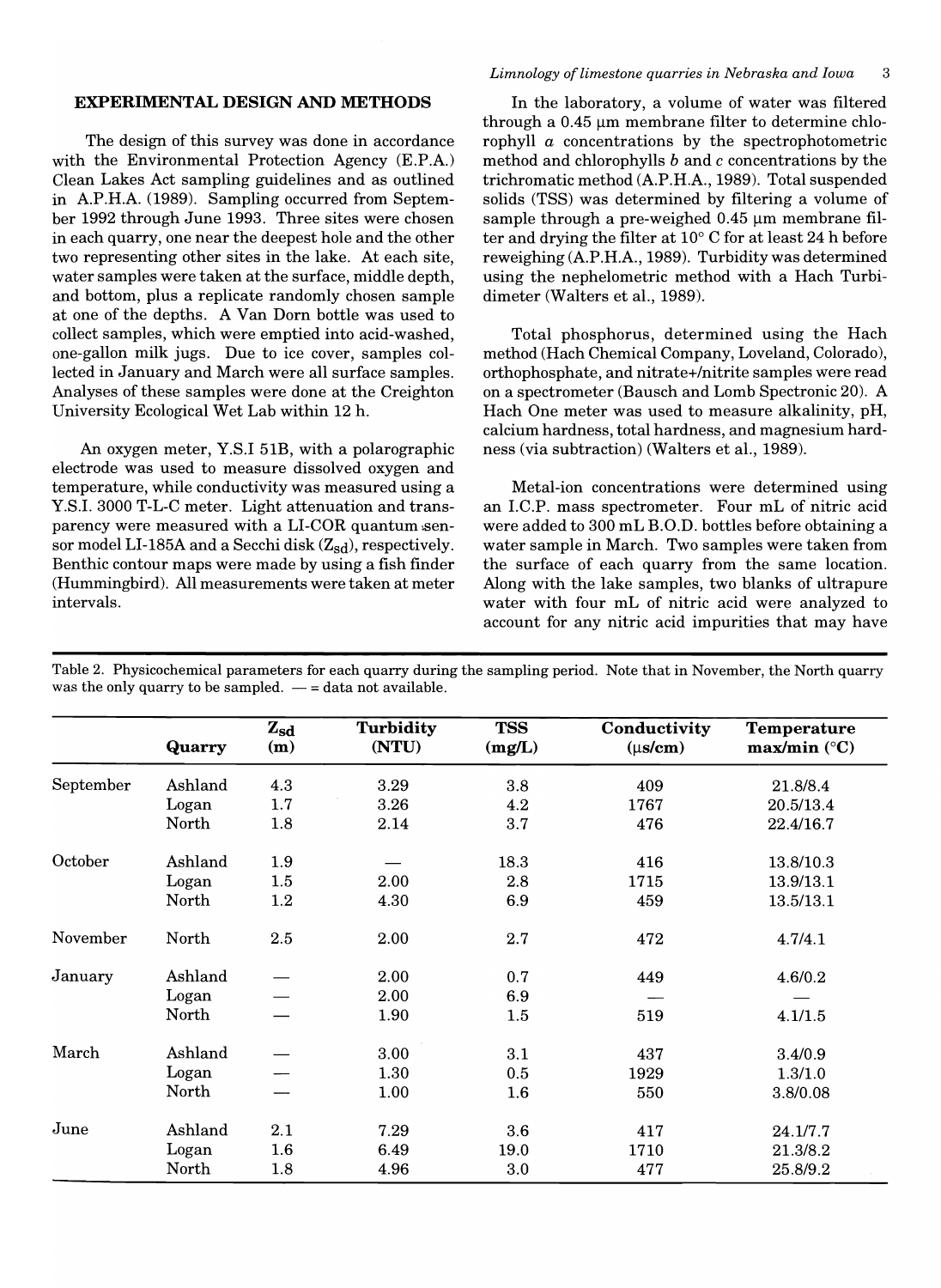## EXPERIMENTAL DESIGN AND METHODS

The design of this survey was done in accordance with the Environmental Protection Agency (E.P.A.) Clean Lakes Act sampling guidelines and as outlined in A.P.H.A. (1989). Sampling occurred from September 1992 through June 1993. Three sites were chosen in each quarry, one near the deepest hole and the other two representing other sites in the lake. At each site, water samples were taken at the surface, middle depth, and bottom, plus a replicate randomly chosen sample at one of the depths. A Van Dorn bottle was used to collect samples, which were emptied into acid-washed, one-gallon milk jugs. Due to ice cover, samples collected in January and March were all surface samples. Analyses of these samples were done at the Creighton University Ecological Wet Lab within 12 h.

An oxygen meter, Y.S.I 51B, with a polarographic electrode was used to measure dissolved oxygen and temperature, while conductivity was measured using a Y.S.I. 3000 T-L-C meter. Light attenuation and transparency were measured with a LI-COR quantum sensor model LI-185A and a Secchi disk ($Z_{sd}$), respectively. Benthic contour maps were made by using a fish finder (Hummingbird). All measurements were taken at meter intervals.

In the laboratory, a volume of water was filtered through a 0.45 µm membrane filter to determine chlorophyll *a* concentrations by the spectrophotometric method and chlorophylls *b* and *c* concentrations by the trichromatic method (A.P.H.A., 1989). Total suspended solids (TSS) was determined by filtering a volume of sample through a pre-weighed 0.45 µm membrane filter and drying the filter at 10° C for at least 24 h before reweighing (A.P.H.A., 1989). Turbidity was determined using the nephelometric method with a Hach Turbidimeter (Walters et al., 1989).

Total phosphorus, determined using the Hach method (Hach Chemical Company, Loveland, Colorado), orthophosphate, and nitrate+/nitrite samples were read on a spectrometer (Bausch and Lomb Spectronic 20). A Hach One meter was used to measure alkalinity, pH, calcium hardness, total hardness, and magnesium hardness (via subtraction) (Walters et al., 1989).

Metal-ion concentrations were determined using an I.C.P. mass spectrometer. Four mL of nitric acid were added to 300 mL B.O.D. bottles before obtaining a water sample in March. Two samples were taken from the surface of each quarry from the same location. Along with the lake samples, two blanks of ultrapure water with four mL of nitric acid were analyzed to account for any nitric acid impurities that may have

Table 2. Physicochemical parameters for each quarry during the sampling period. Note that in November, the North quarry was the only quarry to be sampled. — = data not available.

| | Quarry | $Z_{sd}$ (m) | Turbidity (NTU) | TSS (mg/L) | Conductivity (µs/cm) | Temperature max/min (°C) |
|---|---|---|---|---|---|---|
| September | Ashland | 4.3 | 3.29 | 3.8 | 409 | 21.8/8.4 |
| | Logan | 1.7 | 3.26 | 4.2 | 1767 | 20.5/13.4 |
| | North | 1.8 | 2.14 | 3.7 | 476 | 22.4/16.7 |
| October | Ashland | 1.9 | — | 18.3 | 416 | 13.8/10.3 |
| | Logan | 1.5 | 2.00 | 2.8 | 1715 | 13.9/13.1 |
| | North | 1.2 | 4.30 | 6.9 | 459 | 13.5/13.1 |
| November | North | 2.5 | 2.00 | 2.7 | 472 | 4.7/4.1 |
| January | Ashland | — | 2.00 | 0.7 | 449 | 4.6/0.2 |
| | Logan | — | 2.00 | 6.9 | — | — |
| | North | — | 1.90 | 1.5 | 519 | 4.1/1.5 |
| March | Ashland | — | 3.00 | 3.1 | 437 | 3.4/0.9 |
| | Logan | — | 1.30 | 0.5 | 1929 | 1.3/1.0 |
| | North | — | 1.00 | 1.6 | 550 | 3.8/0.08 |
| June | Ashland | 2.1 | 7.29 | 3.6 | 417 | 24.1/7.7 |
| | Logan | 1.6 | 6.49 | 19.0 | 1710 | 21.3/8.2 |
| | North | 1.8 | 4.96 | 3.0 | 477 | 25.8/9.2 |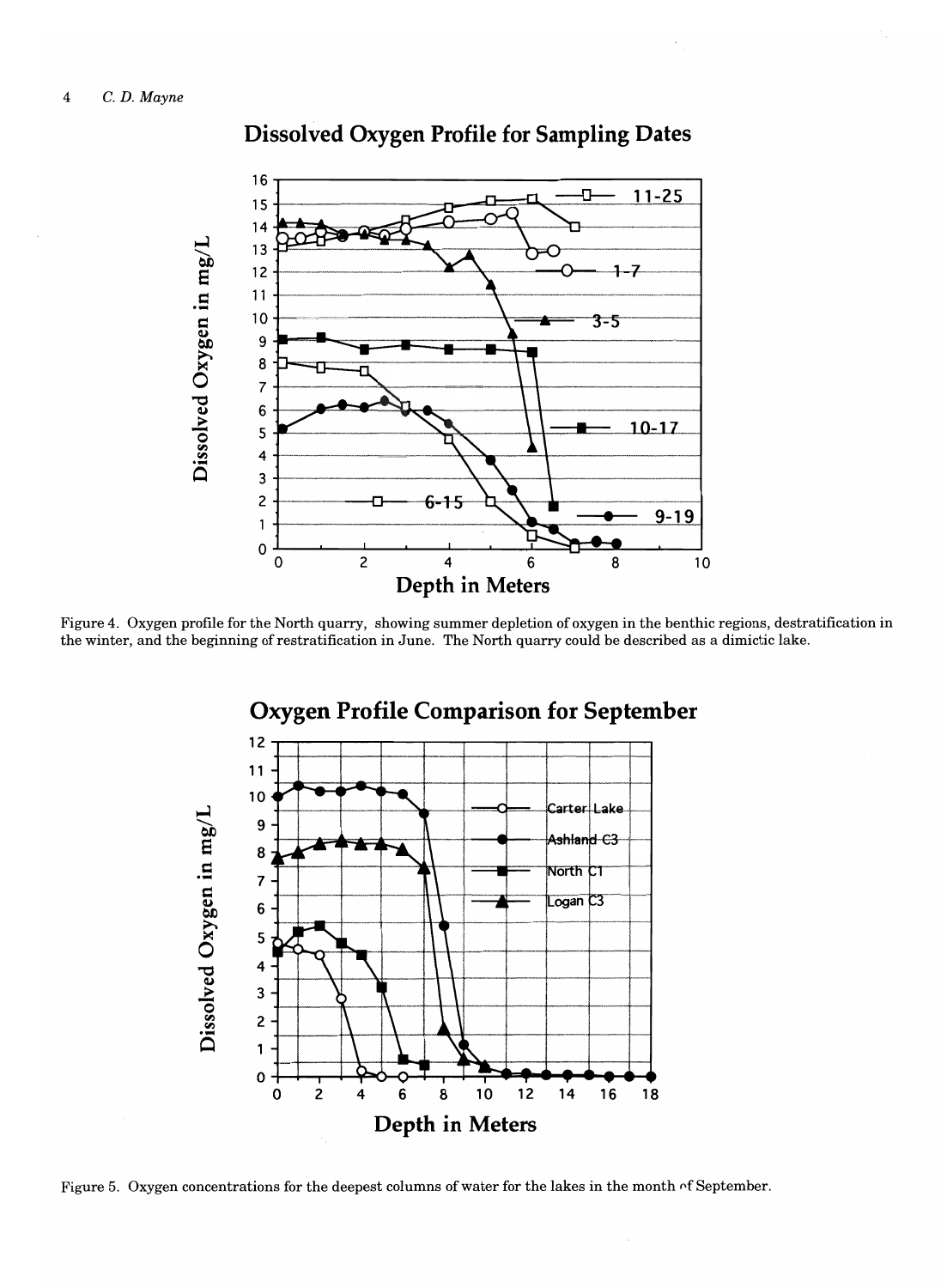Figure 4. Oxygen profile for the North quarry, showing summer depletion of oxygen in the benthic regions, destratification in the winter, and the beginning of restratification in June. The North quarry could be described as a dimictic lake.

Figure 5. Oxygen concentrations for the deepest columns of water for the lakes in the month of September.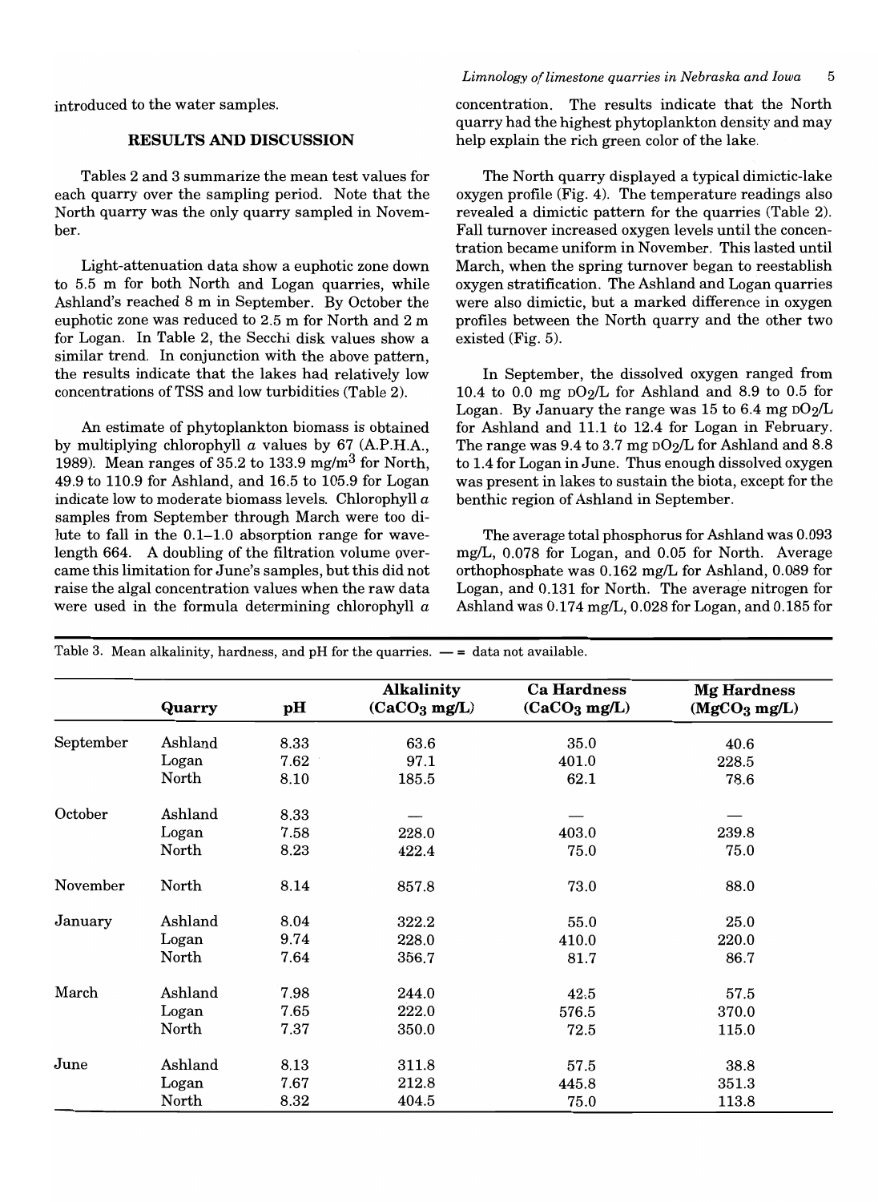introduced to the water samples.

## RESULTS AND DISCUSSION

Tables 2 and 3 summarize the mean test values for each quarry over the sampling period. Note that the North quarry was the only quarry sampled in November.

Light-attenuation data show a euphotic zone down to 5.5 m for both North and Logan quarries, while Ashland's reached 8 m in September. By October the euphotic zone was reduced to 2.5 m for North and 2 m for Logan. In Table 2, the Secchi disk values show a similar trend. In conjunction with the above pattern, the results indicate that the lakes had relatively low concentrations of TSS and low turbidities (Table 2).

An estimate of phytoplankton biomass is obtained by multiplying chlorophyll *a* values by 67 (A.P.H.A., 1989). Mean ranges of 35.2 to 133.9 mg/m$^3$ for North, 49.9 to 110.9 for Ashland, and 16.5 to 105.9 for Logan indicate low to moderate biomass levels. Chlorophyll *a* samples from September through March were too dilute to fall in the 0.1–1.0 absorption range for wavelength 664. A doubling of the filtration volume overcame this limitation for June's samples, but this did not raise the algal concentration values when the raw data were used in the formula determining chlorophyll *a* concentration. The results indicate that the North quarry had the highest phytoplankton density and may help explain the rich green color of the lake.

The North quarry displayed a typical dimictic-lake oxygen profile (Fig. 4). The temperature readings also revealed a dimictic pattern for the quarries (Table 2). Fall turnover increased oxygen levels until the concentration became uniform in November. This lasted until March, when the spring turnover began to reestablish oxygen stratification. The Ashland and Logan quarries were also dimictic, but a marked difference in oxygen profiles between the North quarry and the other two existed (Fig. 5).

In September, the dissolved oxygen ranged from 10.4 to 0.0 mg $DO_2$/L for Ashland and 8.9 to 0.5 for Logan. By January the range was 15 to 6.4 mg $DO_2$/L for Ashland and 11.1 to 12.4 for Logan in February. The range was 9.4 to 3.7 mg $DO_2$/L for Ashland and 8.8 to 1.4 for Logan in June. Thus enough dissolved oxygen was present in lakes to sustain the biota, except for the benthic region of Ashland in September.

The average total phosphorus for Ashland was 0.093 mg/L, 0.078 for Logan, and 0.05 for North. Average orthophosphate was 0.162 mg/L for Ashland, 0.089 for Logan, and 0.131 for North. The average nitrogen for Ashland was 0.174 mg/L, 0.028 for Logan, and 0.185 for

Table 3. Mean alkalinity, hardness, and pH for the quarries. — = data not available.

| | Quarry | pH | Alkalinity ($CaCO_3$ mg/L) | Ca Hardness ($CaCO_3$ mg/L) | Mg Hardness ($MgCO_3$ mg/L) |
|---|---|---|---|---|---|
| September | Ashland | 8.33 | 63.6 | 35.0 | 40.6 |
| | Logan | 7.62 | 97.1 | 401.0 | 228.5 |
| | North | 8.10 | 185.5 | 62.1 | 78.6 |
| October | Ashland | 8.33 | — | — | — |
| | Logan | 7.58 | 228.0 | 403.0 | 239.8 |
| | North | 8.23 | 422.4 | 75.0 | 75.0 |
| November | North | 8.14 | 857.8 | 73.0 | 88.0 |
| January | Ashland | 8.04 | 322.2 | 55.0 | 25.0 |
| | Logan | 9.74 | 228.0 | 410.0 | 220.0 |
| | North | 7.64 | 356.7 | 81.7 | 86.7 |
| March | Ashland | 7.98 | 244.0 | 42.5 | 57.5 |
| | Logan | 7.65 | 222.0 | 576.5 | 370.0 |
| | North | 7.37 | 350.0 | 72.5 | 115.0 |
| June | Ashland | 8.13 | 311.8 | 57.5 | 38.8 |
| | Logan | 7.67 | 212.8 | 445.8 | 351.3 |
| | North | 8.32 | 404.5 | 75.0 | 113.8 |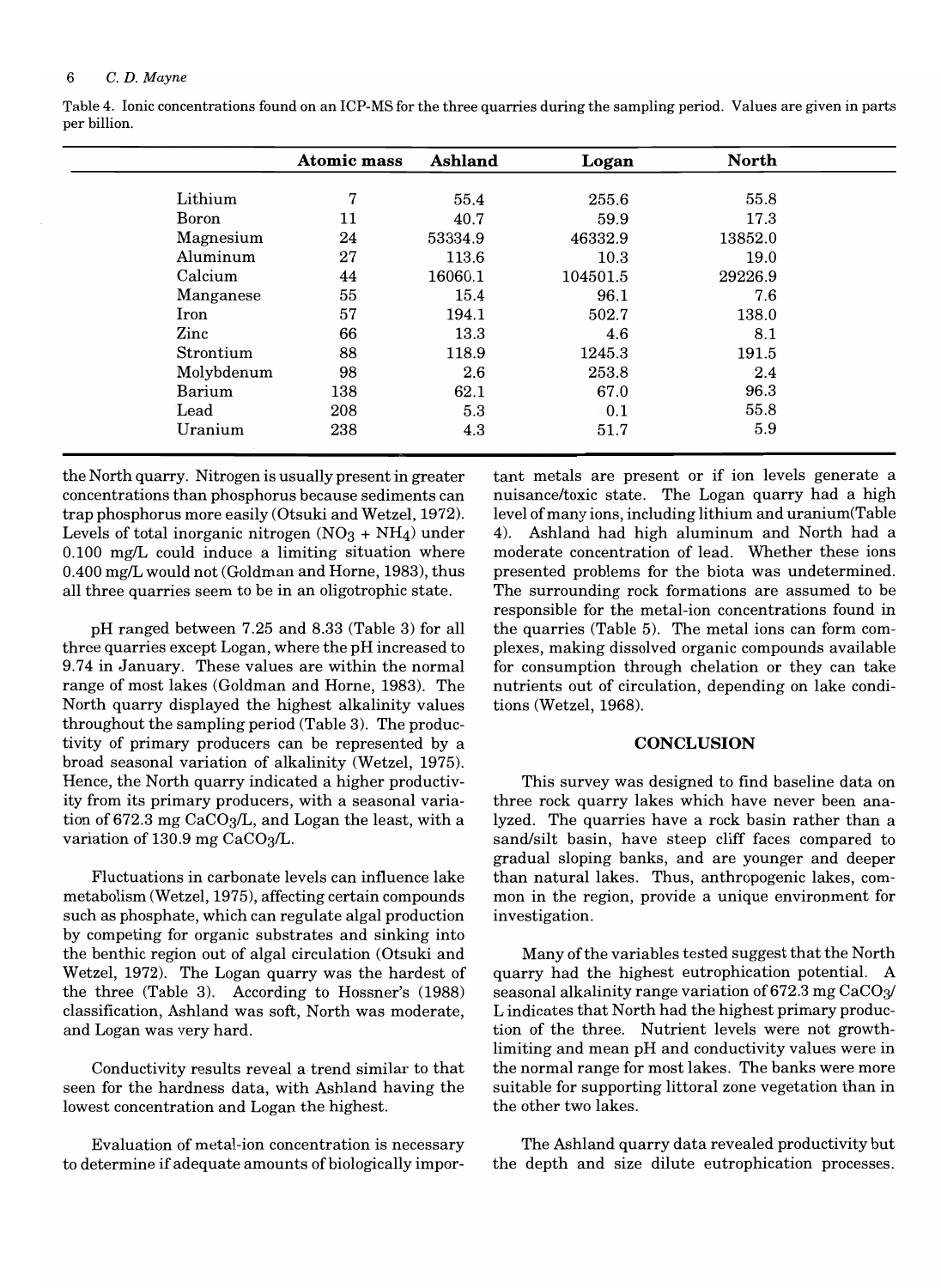Table 4. Ionic concentrations found on an ICP-MS for the three quarries during the sampling period. Values are given in parts per billion.

| | Atomic mass | Ashland | Logan | North |
|---|---|---|---|---|
| Lithium | 7 | 55.4 | 255.6 | 55.8 |
| Boron | 11 | 40.7 | 59.9 | 17.3 |
| Magnesium | 24 | 53334.9 | 46332.9 | 13852.0 |
| Aluminum | 27 | 113.6 | 10.3 | 19.0 |
| Calcium | 44 | 16060.1 | 104501.5 | 29226.9 |
| Manganese | 55 | 15.4 | 96.1 | 7.6 |
| Iron | 57 | 194.1 | 502.7 | 138.0 |
| Zinc | 66 | 13.3 | 4.6 | 8.1 |
| Strontium | 88 | 118.9 | 1245.3 | 191.5 |
| Molybdenum | 98 | 2.6 | 253.8 | 2.4 |
| Barium | 138 | 62.1 | 67.0 | 96.3 |
| Lead | 208 | 5.3 | 0.1 | 55.8 |
| Uranium | 238 | 4.3 | 51.7 | 5.9 |

the North quarry. Nitrogen is usually present in greater concentrations than phosphorus because sediments can trap phosphorus more easily (Otsuki and Wetzel, 1972). Levels of total inorganic nitrogen ($NO_3$ + $NH_4$) under 0.100 mg/L could induce a limiting situation where 0.400 mg/L would not (Goldman and Horne, 1983), thus all three quarries seem to be in an oligotrophic state.

pH ranged between 7.25 and 8.33 (Table 3) for all three quarries except Logan, where the pH increased to 9.74 in January. These values are within the normal range of most lakes (Goldman and Horne, 1983). The North quarry displayed the highest alkalinity values throughout the sampling period (Table 3). The productivity of primary producers can be represented by a broad seasonal variation of alkalinity (Wetzel, 1975). Hence, the North quarry indicated a higher productivity from its primary producers, with a seasonal variation of 672.3 mg $CaCO_3$/L, and Logan the least, with a variation of 130.9 mg $CaCO_3$/L.

Fluctuations in carbonate levels can influence lake metabolism (Wetzel, 1975), affecting certain compounds such as phosphate, which can regulate algal production by competing for organic substrates and sinking into the benthic region out of algal circulation (Otsuki and Wetzel, 1972). The Logan quarry was the hardest of the three (Table 3). According to Hossner's (1988) classification, Ashland was soft, North was moderate, and Logan was very hard.

Conductivity results reveal a trend similar to that seen for the hardness data, with Ashland having the lowest concentration and Logan the highest.

Evaluation of metal-ion concentration is necessary to determine if adequate amounts of biologically important metals are present or if ion levels generate a nuisance/toxic state. The Logan quarry had a high level of many ions, including lithium and uranium(Table 4). Ashland had high aluminum and North had a moderate concentration of lead. Whether these ions presented problems for the biota was undetermined. The surrounding rock formations are assumed to be responsible for the metal-ion concentrations found in the quarries (Table 5). The metal ions can form complexes, making dissolved organic compounds available for consumption through chelation or they can take nutrients out of circulation, depending on lake conditions (Wetzel, 1968).

## CONCLUSION

This survey was designed to find baseline data on three rock quarry lakes which have never been analyzed. The quarries have a rock basin rather than a sand/silt basin, have steep cliff faces compared to gradual sloping banks, and are younger and deeper than natural lakes. Thus, anthropogenic lakes, common in the region, provide a unique environment for investigation.

Many of the variables tested suggest that the North quarry had the highest eutrophication potential. A seasonal alkalinity range variation of 672.3 mg $CaCO_3$/L indicates that North had the highest primary production of the three. Nutrient levels were not growth-limiting and mean pH and conductivity values were in the normal range for most lakes. The banks were more suitable for supporting littoral zone vegetation than in the other two lakes.

The Ashland quarry data revealed productivity but the depth and size dilute eutrophication processes.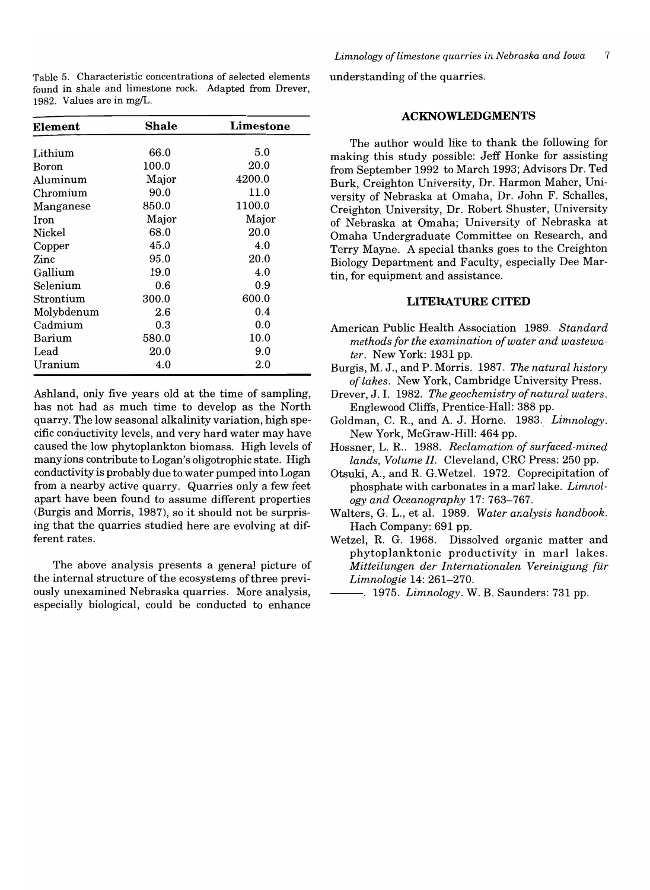Table 5. Characteristic concentrations of selected elements found in shale and limestone rock. Adapted from Drever, 1982. Values are in mg/L.

| Element | Shale | Limestone |
|---|---|---|
| Lithium | 66.0 | 5.0 |
| Boron | 100.0 | 20.0 |
| Aluminum | Major | 4200.0 |
| Chromium | 90.0 | 11.0 |
| Manganese | 850.0 | 1100.0 |
| Iron | Major | Major |
| Nickel | 68.0 | 20.0 |
| Copper | 45.0 | 4.0 |
| Zinc | 95.0 | 20.0 |
| Gallium | 19.0 | 4.0 |
| Selenium | 0.6 | 0.9 |
| Strontium | 300.0 | 600.0 |
| Molybdenum | 2.6 | 0.4 |
| Cadmium | 0.3 | 0.0 |
| Barium | 580.0 | 10.0 |
| Lead | 20.0 | 9.0 |
| Uranium | 4.0 | 2.0 |

Ashland, only five years old at the time of sampling, has not had as much time to develop as the North quarry. The low seasonal alkalinity variation, high specific conductivity levels, and very hard water may have caused the low phytoplankton biomass. High levels of many ions contribute to Logan's oligotrophic state. High conductivity is probably due to water pumped into Logan from a nearby active quarry. Quarries only a few feet apart have been found to assume different properties (Burgis and Morris, 1987), so it should not be surprising that the quarries studied here are evolving at different rates.

The above analysis presents a general picture of the internal structure of the ecosystems of three previously unexamined Nebraska quarries. More analysis, especially biological, could be conducted to enhance understanding of the quarries.

## ACKNOWLEDGMENTS

The author would like to thank the following for making this study possible: Jeff Honke for assisting from September 1992 to March 1993; Advisors Dr. Ted Burk, Creighton University, Dr. Harmon Maher, University of Nebraska at Omaha, Dr. John F. Schalles, Creighton University, Dr. Robert Shuster, University of Nebraska at Omaha; University of Nebraska at Omaha Undergraduate Committee on Research, and Terry Mayne. A special thanks goes to the Creighton Biology Department and Faculty, especially Dee Martin, for equipment and assistance.

## LITERATURE CITED

American Public Health Association 1989. *Standard methods for the examination of water and wastewater*. New York: 1931 pp.

Burgis, M. J., and P. Morris. 1987. *The natural history of lakes*. New York, Cambridge University Press.

Drever, J. I. 1982. *The geochemistry of natural waters*. Englewood Cliffs, Prentice-Hall: 388 pp.

Goldman, C. R., and A. J. Horne. 1983. *Limnology*. New York, McGraw-Hill: 464 pp.

Hossner, L. R.. 1988. *Reclamation of surfaced-mined lands, Volume II*. Cleveland, CRC Press: 250 pp.

Otsuki, A., and R. G.Wetzel. 1972. Coprecipitation of phosphate with carbonates in a marl lake. *Limnology and Oceanography* 17: 763–767.

Walters, G. L., et al. 1989. *Water analysis handbook*. Hach Company: 691 pp.

Wetzel, R. G. 1968. Dissolved organic matter and phytoplanktonic productivity in marl lakes. *Mitteilungen der Internationalen Vereinigung für Limnologie* 14: 261–270.

———. 1975. *Limnology*. W. B. Saunders: 731 pp.